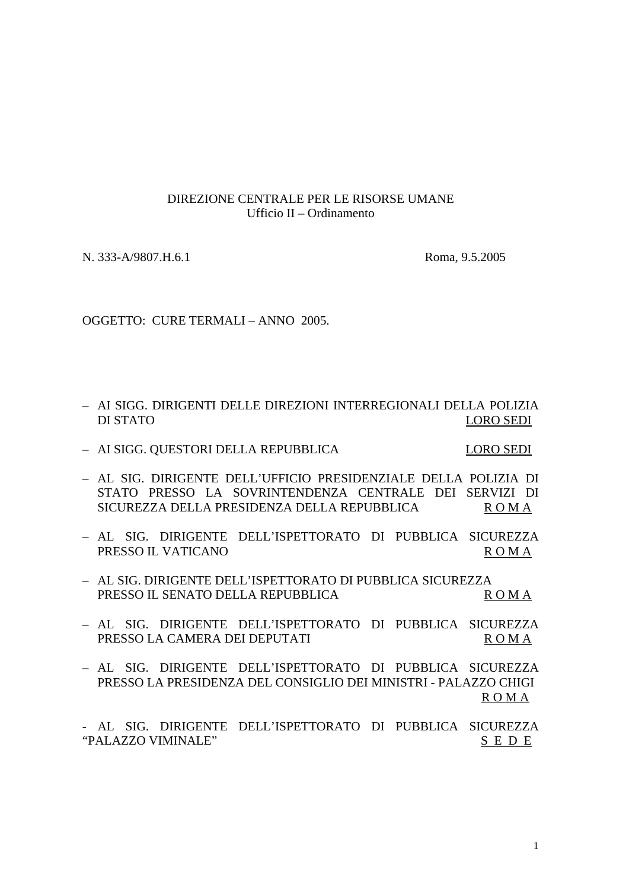DIREZIONE CENTRALE PER LE RISORSE UMANE
Ufficio II – Ordinamento

N. 333-A/9807.H.6.1 Roma, 9.5.2005

OGGETTO: CURE TERMALI – ANNO 2005.

– AI SIGG. DIRIGENTI DELLE DIREZIONI INTERREGIONALI DELLA POLIZIA DI STATO <u>LORO SEDI</u>

– AI SIGG. QUESTORI DELLA REPUBBLICA <u>LORO SEDI</u>

– AL SIG. DIRIGENTE DELL'UFFICIO PRESIDENZIALE DELLA POLIZIA DI STATO PRESSO LA SOVRINTENDENZA CENTRALE DEI SERVIZI DI SICUREZZA DELLA PRESIDENZA DELLA REPUBBLICA <u>R O M A</u>

– AL SIG. DIRIGENTE DELL'ISPETTORATO DI PUBBLICA SICUREZZA PRESSO IL VATICANO <u>R O M A</u>

– AL SIG. DIRIGENTE DELL'ISPETTORATO DI PUBBLICA SICUREZZA PRESSO IL SENATO DELLA REPUBBLICA <u>R O M A</u>

– AL SIG. DIRIGENTE DELL'ISPETTORATO DI PUBBLICA SICUREZZA PRESSO LA CAMERA DEI DEPUTATI <u>R O M A</u>

– AL SIG. DIRIGENTE DELL'ISPETTORATO DI PUBBLICA SICUREZZA PRESSO LA PRESIDENZA DEL CONSIGLIO DEI MINISTRI - PALAZZO CHIGI <u>R O M A</u>

- AL SIG. DIRIGENTE DELL'ISPETTORATO DI PUBBLICA SICUREZZA "PALAZZO VIMINALE" <u>S E D E</u>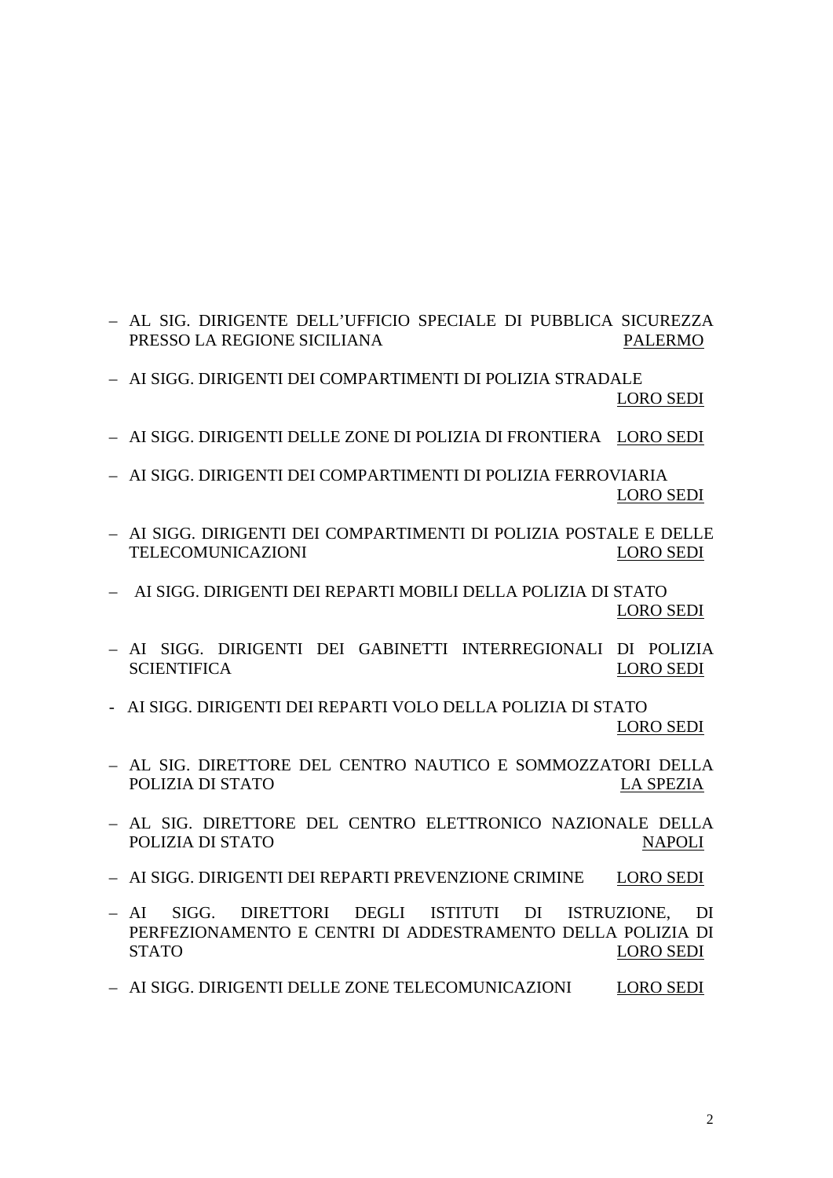- AL SIG. DIRIGENTE DELL'UFFICIO SPECIALE DI PUBBLICA SICUREZZA PRESSO LA REGIONE SICILIANA PALERMO

- AI SIGG. DIRIGENTI DEI COMPARTIMENTI DI POLIZIA STRADALE LORO SEDI

- AI SIGG. DIRIGENTI DELLE ZONE DI POLIZIA DI FRONTIERA LORO SEDI

- AI SIGG. DIRIGENTI DEI COMPARTIMENTI DI POLIZIA FERROVIARIA LORO SEDI

- AI SIGG. DIRIGENTI DEI COMPARTIMENTI DI POLIZIA POSTALE E DELLE TELECOMUNICAZIONI LORO SEDI

- AI SIGG. DIRIGENTI DEI REPARTI MOBILI DELLA POLIZIA DI STATO LORO SEDI

- AI SIGG. DIRIGENTI DEI GABINETTI INTERREGIONALI DI POLIZIA SCIENTIFICA LORO SEDI

- AI SIGG. DIRIGENTI DEI REPARTI VOLO DELLA POLIZIA DI STATO LORO SEDI

- AL SIG. DIRETTORE DEL CENTRO NAUTICO E SOMMOZZATORI DELLA POLIZIA DI STATO LA SPEZIA

- AL SIG. DIRETTORE DEL CENTRO ELETTRONICO NAZIONALE DELLA POLIZIA DI STATO NAPOLI

- AI SIGG. DIRIGENTI DEI REPARTI PREVENZIONE CRIMINE LORO SEDI

- AI SIGG. DIRETTORI DEGLI ISTITUTI DI ISTRUZIONE, DI PERFEZIONAMENTO E CENTRI DI ADDESTRAMENTO DELLA POLIZIA DI STATO LORO SEDI

- AI SIGG. DIRIGENTI DELLE ZONE TELECOMUNICAZIONI LORO SEDI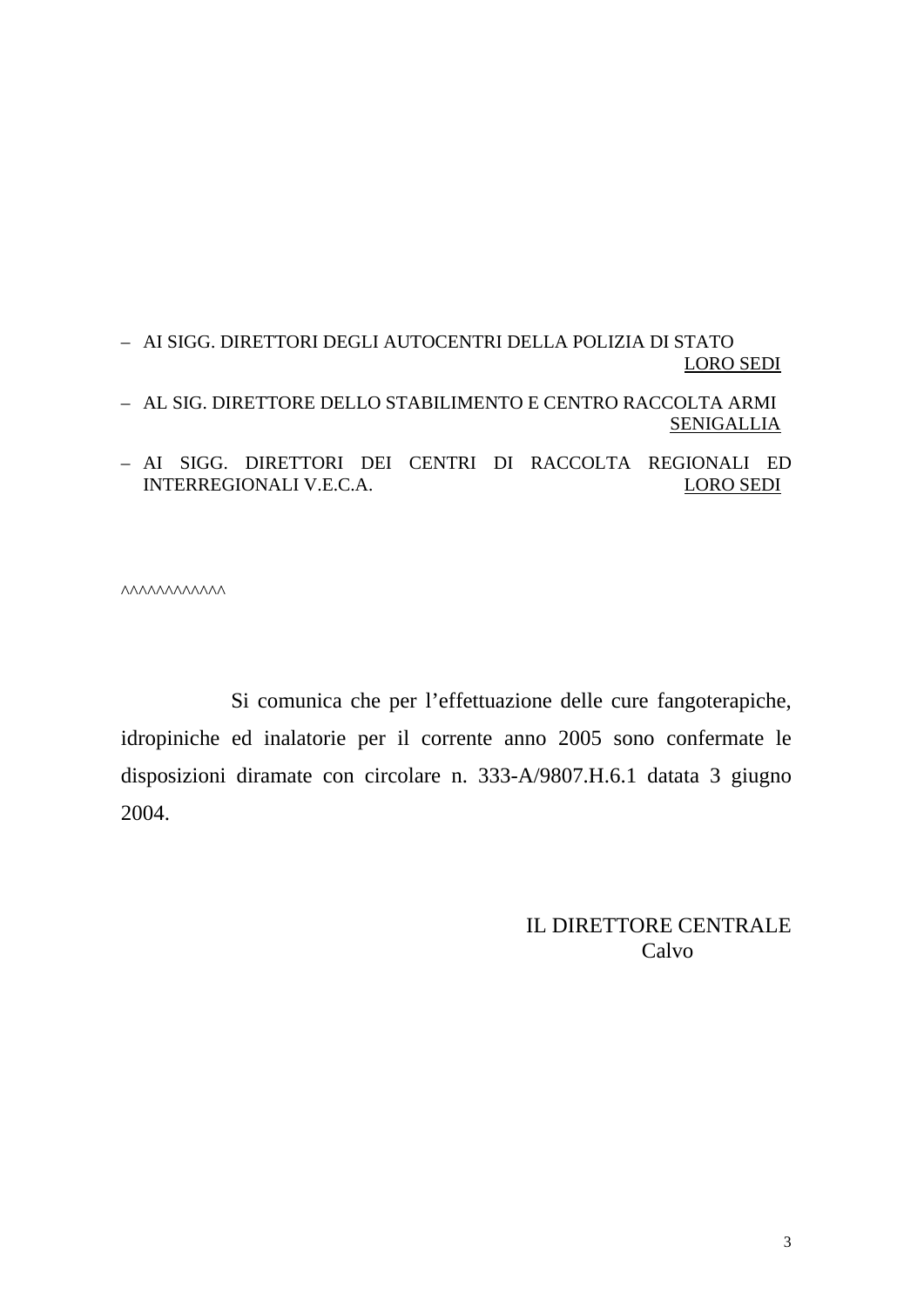– AI SIGG. DIRETTORI DEGLI AUTOCENTRI DELLA POLIZIA DI STATO
LORO SEDI

– AL SIG. DIRETTORE DELLO STABILIMENTO E CENTRO RACCOLTA ARMI
SENIGALLIA

– AI SIGG. DIRETTORI DEI CENTRI DI RACCOLTA REGIONALI ED INTERREGIONALI V.E.C.A.
LORO SEDI

^^^^^^^^^^^^^

Si comunica che per l’effettuazione delle cure fangoterapiche, idropiniche ed inalatorie per il corrente anno 2005 sono confermate le disposizioni diramate con circolare n. 333-A/9807.H.6.1 datata 3 giugno 2004.

IL DIRETTORE CENTRALE
Calvo